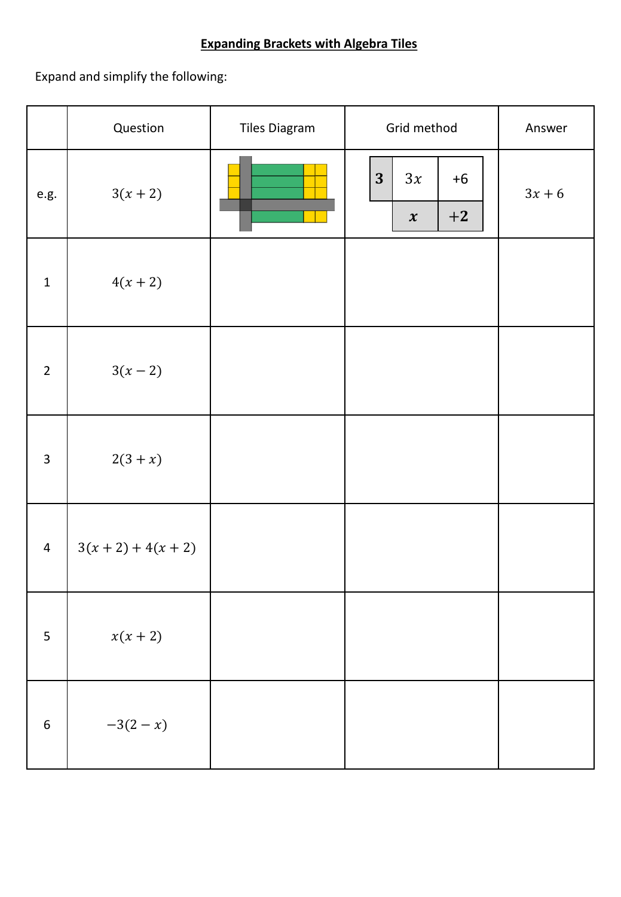**Expanding Brackets with Algebra Tiles**

Expand and simplify the following:

| | Question | Tiles Diagram | Grid method | Answer |
|---|---|---|---|---|
| e.g. | $3(x+2)$ | | **3** \| $3x$ \| +6 ; \| $\boldsymbol{x}$ \| $\boldsymbol{+2}$ | $3x+6$ |
| 1 | $4(x+2)$ | | | |
| 2 | $3(x-2)$ | | | |
| 3 | $2(3+x)$ | | | |
| 4 | $3(x+2)+4(x+2)$ | | | |
| 5 | $x(x+2)$ | | | |
| 6 | $-3(2-x)$ | | | |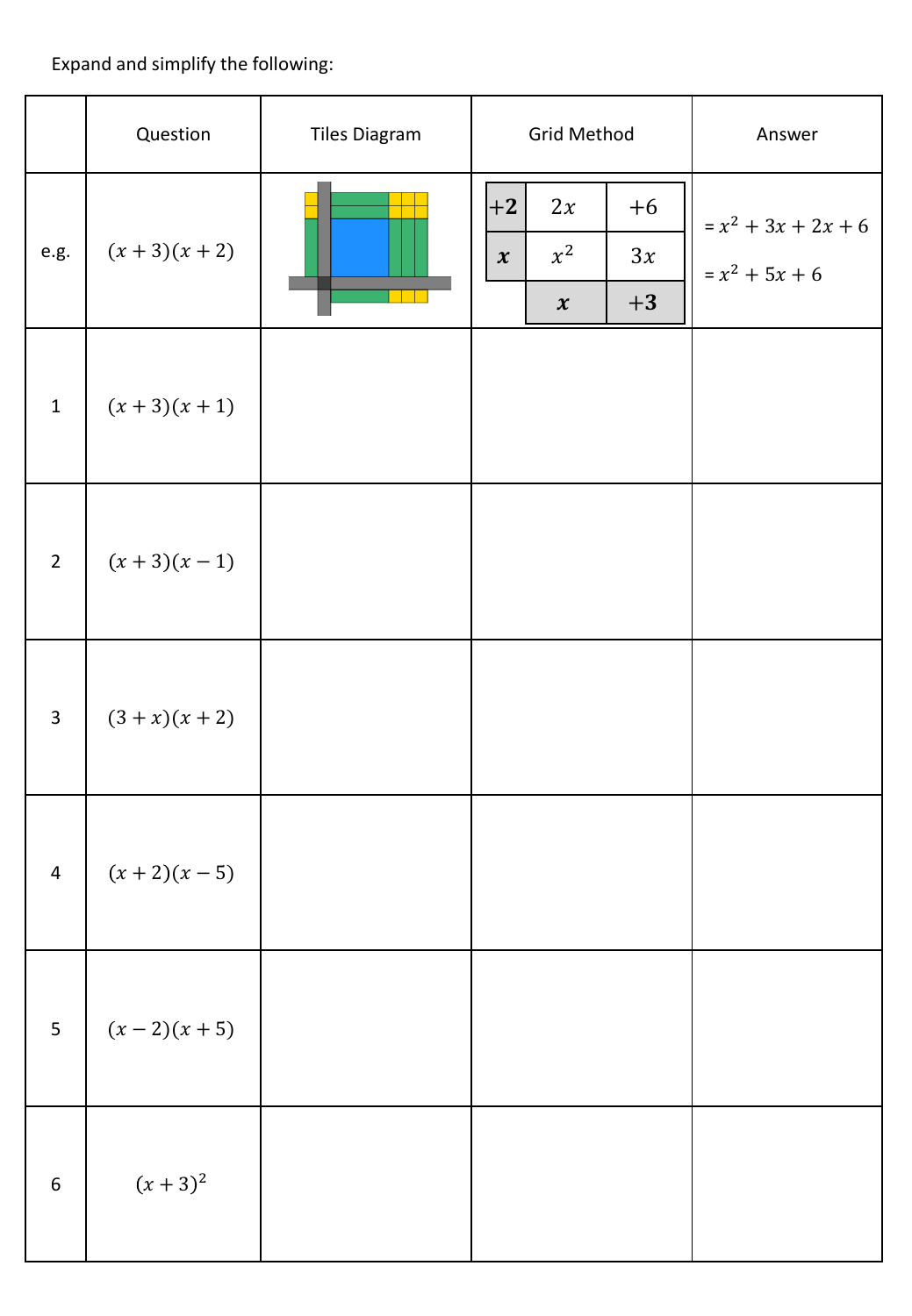Expand and simplify the following:

| | Question | Tiles Diagram | Grid Method | Answer |
|---|---|---|---|---|
| e.g. | $(x + 3)(x + 2)$ | | $+2$ &#124; $2x$ &#124; $+6$ / $x$ &#124; $x^2$ &#124; $3x$ / &#124; $x$ &#124; $+3$ | $= x^2 + 3x + 2x + 6$ <br> $= x^2 + 5x + 6$ |
| 1 | $(x + 3)(x + 1)$ | | | |
| 2 | $(x + 3)(x - 1)$ | | | |
| 3 | $(3 + x)(x + 2)$ | | | |
| 4 | $(x + 2)(x - 5)$ | | | |
| 5 | $(x - 2)(x + 5)$ | | | |
| 6 | $(x + 3)^2$ | | | |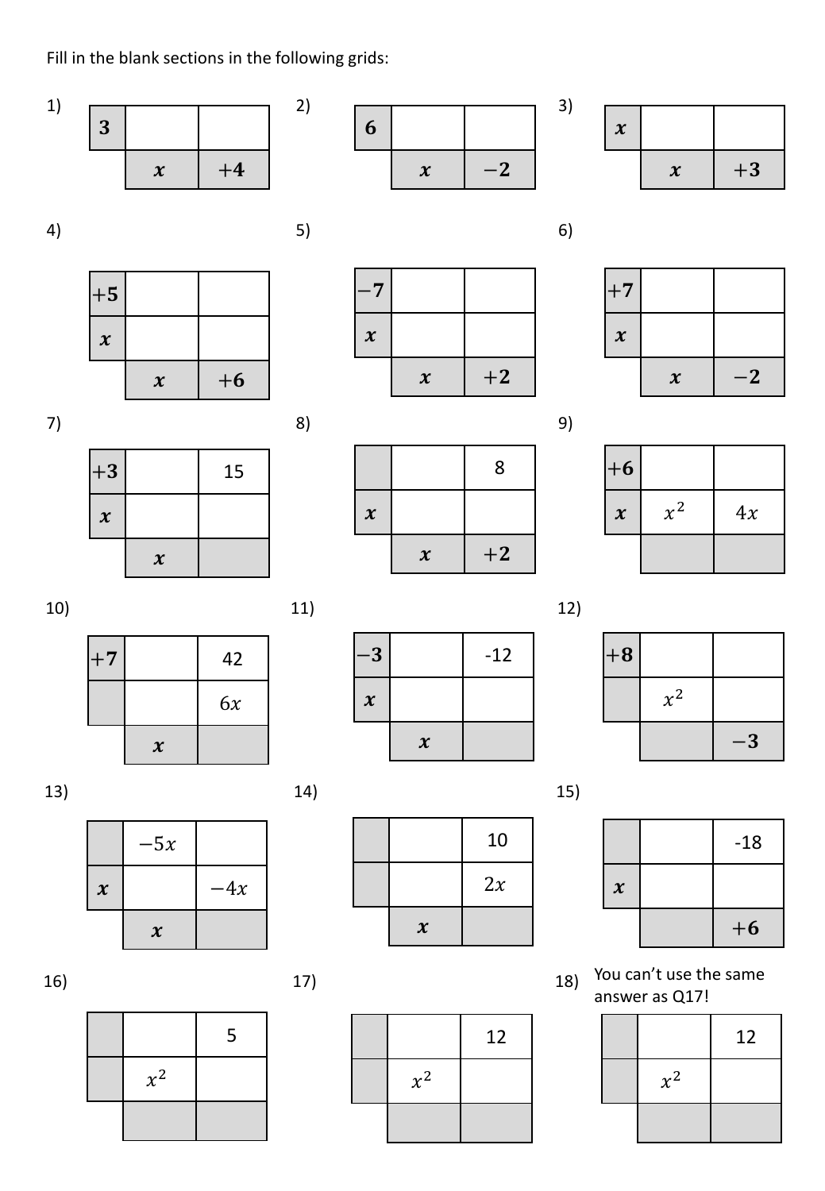Fill in the blank sections in the following grids:

1)

| | | |
|---|---|---|
| **3** | | |
| | $x$ | $+4$ |

2)

| | | |
|---|---|---|
| **6** | | |
| | $x$ | $-2$ |

3)

| | | |
|---|---|---|
| $x$ | | |
| | $x$ | $+3$ |

4)

| | | |
|---|---|---|
| $+5$ | | |
| $x$ | | |
| | $x$ | $+6$ |

5)

| | | |
|---|---|---|
| $-7$ | | |
| $x$ | | |
| | $x$ | $+2$ |

6)

| | | |
|---|---|---|
| $+7$ | | |
| $x$ | | |
| | $x$ | $-2$ |

7)

| | | |
|---|---|---|
| $+3$ | | 15 |
| $x$ | | |
| | $x$ | |

8)

| | | |
|---|---|---|
| | | 8 |
| $x$ | | |
| | $x$ | $+2$ |

9)

| | | |
|---|---|---|
| $+6$ | | |
| $x$ | $x^2$ | $4x$ |
| | | |

10)

| | | |
|---|---|---|
| $+7$ | | 42 |
| | | $6x$ |
| | $x$ | |

11)

| | | |
|---|---|---|
| $-3$ | | -12 |
| $x$ | | |
| | $x$ | |

12)

| | | |
|---|---|---|
| $+8$ | | |
| | $x^2$ | |
| | | $-3$ |

13)

| | | |
|---|---|---|
| | $-5x$ | |
| $x$ | | $-4x$ |
| | $x$ | |

14)

| | | |
|---|---|---|
| | | 10 |
| | | $2x$ |
| | $x$ | |

15)

| | | |
|---|---|---|
| | | -18 |
| $x$ | | |
| | | $+6$ |

16)

| | | |
|---|---|---|
| | | 5 |
| | $x^2$ | |
| | | |

17)

| | | |
|---|---|---|
| | | 12 |
| | $x^2$ | |
| | | |

18) You can't use the same answer as Q17!

| | | |
|---|---|---|
| | | 12 |
| | $x^2$ | |
| | | |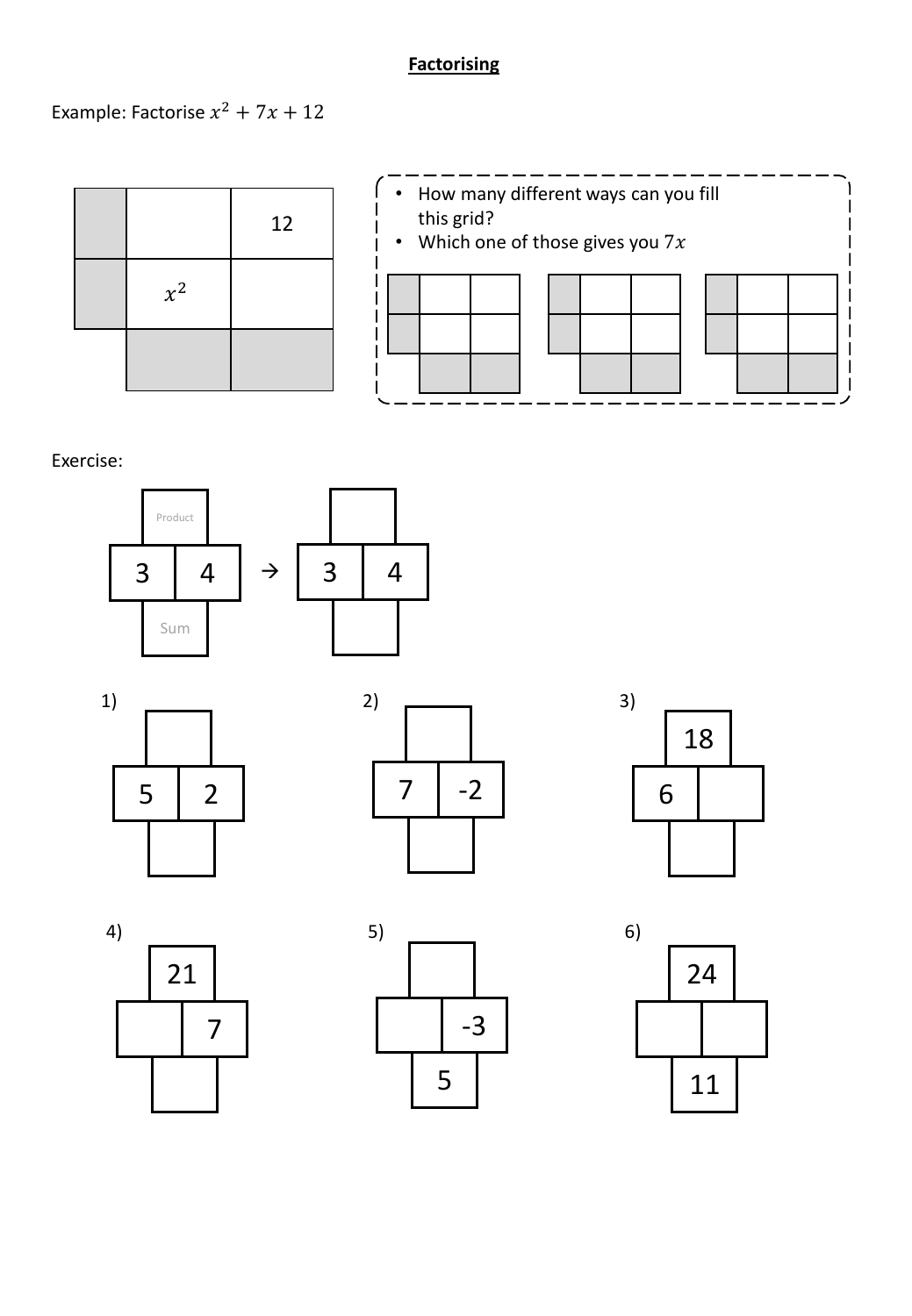## Factorising

Example: Factorise $x^2 + 7x + 12$

| | | |
|---|---|---|
| | | 12 |
| | $x^2$ | |
| | | |

- How many different ways can you fill this grid?
- Which one of those gives you $7x$

| | | |
|---|---|---|
| | | |
| | | |
| | | |

| | | |
|---|---|---|
| | | |
| | | |
| | | |

| | | |
|---|---|---|
| | | |
| | | |
| | | |

Exercise:

| | | |
|---|---|---|
| | Product | |
| 3 | | 4 |
| | Sum | |

→

| | |
|---|---|
| | |
| 3 | 4 |
| | |

1)

| | |
|---|---|
| | |
| 5 | 2 |
| | |

2)

| | |
|---|---|
| | |
| 7 | -2 |
| | |

3)

| | |
|---|---|
| 18 | |
| 6 | |
| | |

4)

| | |
|---|---|
| 21 | |
| | 7 |
| | |

5)

| | |
|---|---|
| | |
| | -3 |
| 5 | |

6)

| | |
|---|---|
| 24 | |
| | |
| 11 | |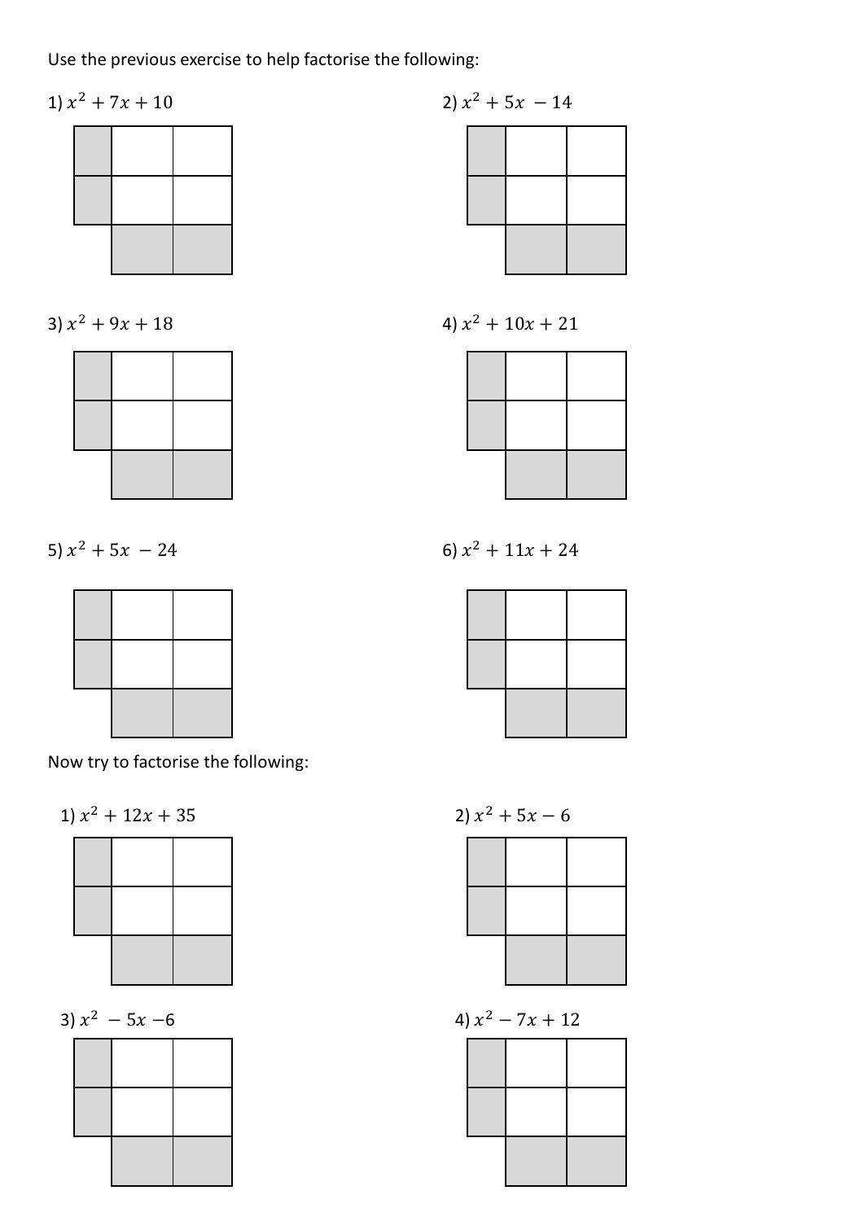Use the previous exercise to help factorise the following:

1) $x^2 + 7x + 10$

| | | |
|---|---|---|
| | | |
| | | |
| | | |

2) $x^2 + 5x - 14$

| | | |
|---|---|---|
| | | |
| | | |
| | | |

3) $x^2 + 9x + 18$

| | | |
|---|---|---|
| | | |
| | | |
| | | |

4) $x^2 + 10x + 21$

| | | |
|---|---|---|
| | | |
| | | |
| | | |

5) $x^2 + 5x - 24$

| | | |
|---|---|---|
| | | |
| | | |
| | | |

6) $x^2 + 11x + 24$

| | | |
|---|---|---|
| | | |
| | | |
| | | |

Now try to factorise the following:

1) $x^2 + 12x + 35$

| | | |
|---|---|---|
| | | |
| | | |
| | | |

2) $x^2 + 5x - 6$

| | | |
|---|---|---|
| | | |
| | | |
| | | |

3) $x^2 - 5x - 6$

| | | |
|---|---|---|
| | | |
| | | |
| | | |

4) $x^2 - 7x + 12$

| | | |
|---|---|---|
| | | |
| | | |
| | | |